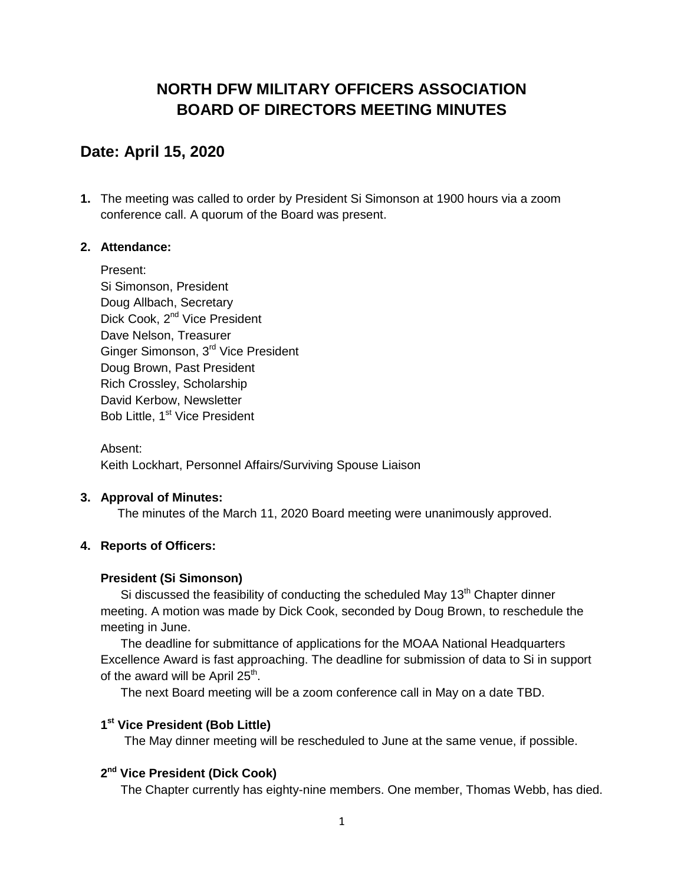# NORTH DFW MILITARY OFFICERS ASSOCIATION
# BOARD OF DIRECTORS MEETING MINUTES

## Date: April 15, 2020

1. The meeting was called to order by President Si Simonson at 1900 hours via a zoom conference call. A quorum of the Board was present.

2. **Attendance:**

   Present:
   Si Simonson, President
   Doug Allbach, Secretary
   Dick Cook, 2nd Vice President
   Dave Nelson, Treasurer
   Ginger Simonson, 3rd Vice President
   Doug Brown, Past President
   Rich Crossley, Scholarship
   David Kerbow, Newsletter
   Bob Little, 1st Vice President

   Absent:
   Keith Lockhart, Personnel Affairs/Surviving Spouse Liaison

3. **Approval of Minutes:**
   The minutes of the March 11, 2020 Board meeting were unanimously approved.

4. **Reports of Officers:**

   **President (Si Simonson)**
   Si discussed the feasibility of conducting the scheduled May 13th Chapter dinner meeting. A motion was made by Dick Cook, seconded by Doug Brown, to reschedule the meeting in June.
   The deadline for submittance of applications for the MOAA National Headquarters Excellence Award is fast approaching. The deadline for submission of data to Si in support of the award will be April 25th.
   The next Board meeting will be a zoom conference call in May on a date TBD.

   **1st Vice President (Bob Little)**
   The May dinner meeting will be rescheduled to June at the same venue, if possible.

   **2nd Vice President (Dick Cook)**
   The Chapter currently has eighty-nine members. One member, Thomas Webb, has died.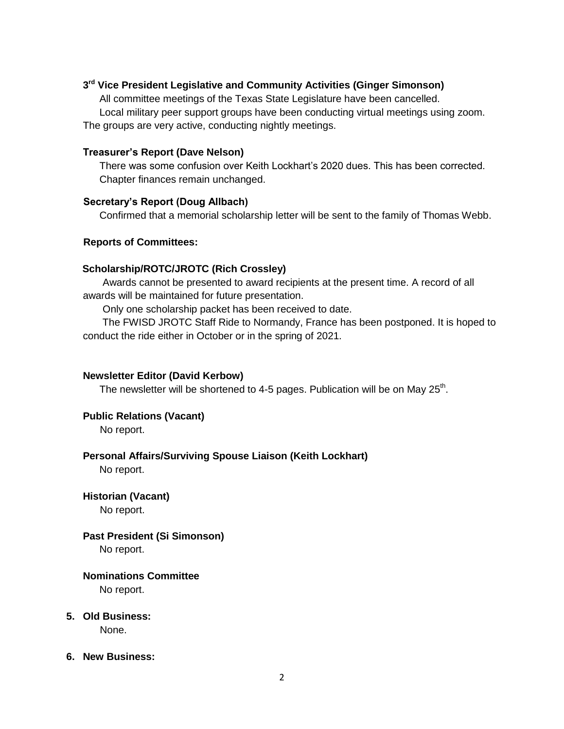**3rd Vice President Legislative and Community Activities (Ginger Simonson)**

All committee meetings of the Texas State Legislature have been cancelled.

Local military peer support groups have been conducting virtual meetings using zoom. The groups are very active, conducting nightly meetings.

**Treasurer's Report (Dave Nelson)**

There was some confusion over Keith Lockhart's 2020 dues. This has been corrected. Chapter finances remain unchanged.

**Secretary's Report (Doug Allbach)**

Confirmed that a memorial scholarship letter will be sent to the family of Thomas Webb.

**Reports of Committees:**

**Scholarship/ROTC/JROTC (Rich Crossley)**

Awards cannot be presented to award recipients at the present time. A record of all awards will be maintained for future presentation.

Only one scholarship packet has been received to date.

The FWISD JROTC Staff Ride to Normandy, France has been postponed. It is hoped to conduct the ride either in October or in the spring of 2021.

**Newsletter Editor (David Kerbow)**

The newsletter will be shortened to 4-5 pages. Publication will be on May 25th.

**Public Relations (Vacant)**

No report.

**Personal Affairs/Surviving Spouse Liaison (Keith Lockhart)**

No report.

**Historian (Vacant)**

No report.

**Past President (Si Simonson)**

No report.

**Nominations Committee**

No report.

5. **Old Business:**

   None.

6. **New Business:**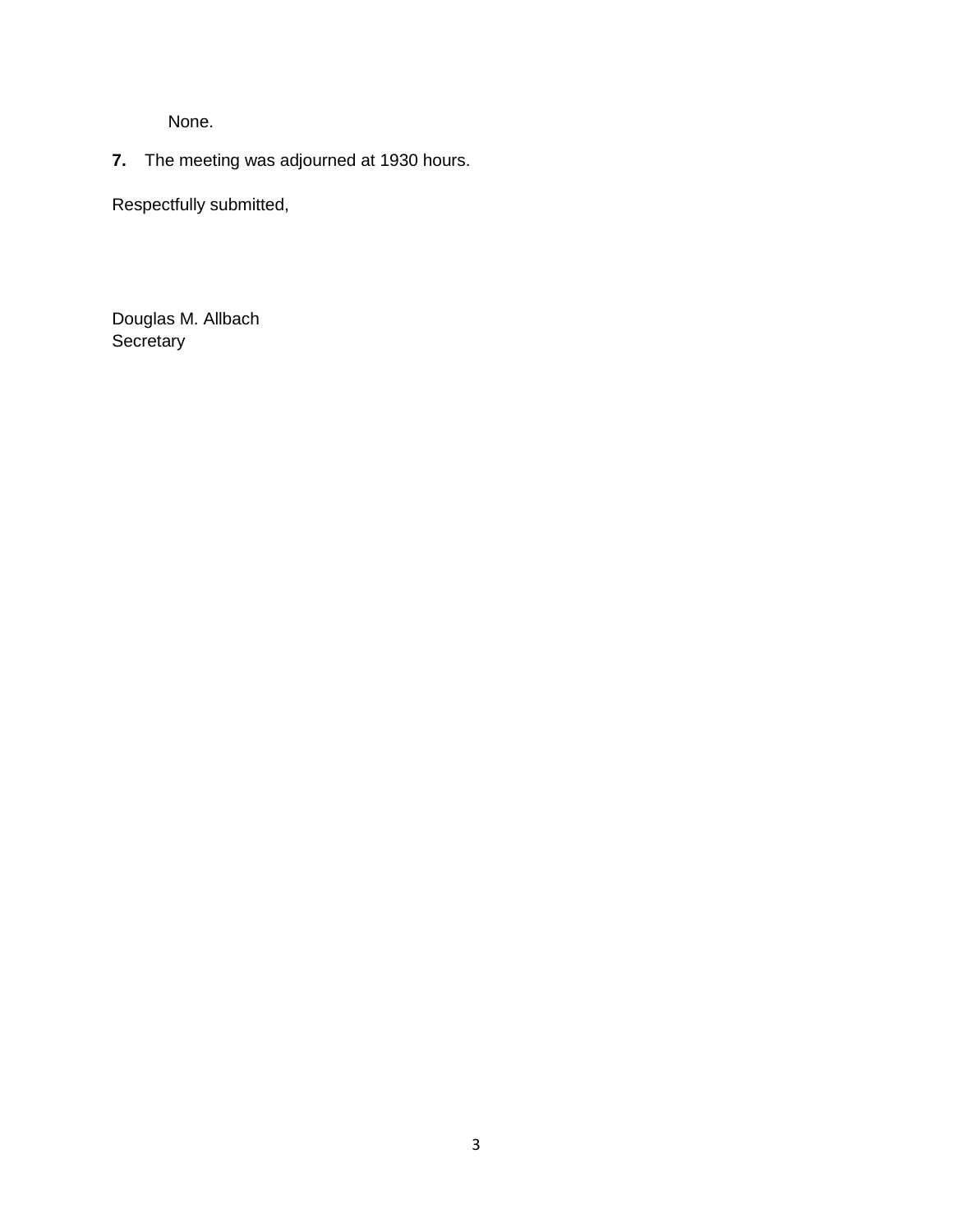None.

**7.** The meeting was adjourned at 1930 hours.

Respectfully submitted,

Douglas M. Allbach
Secretary